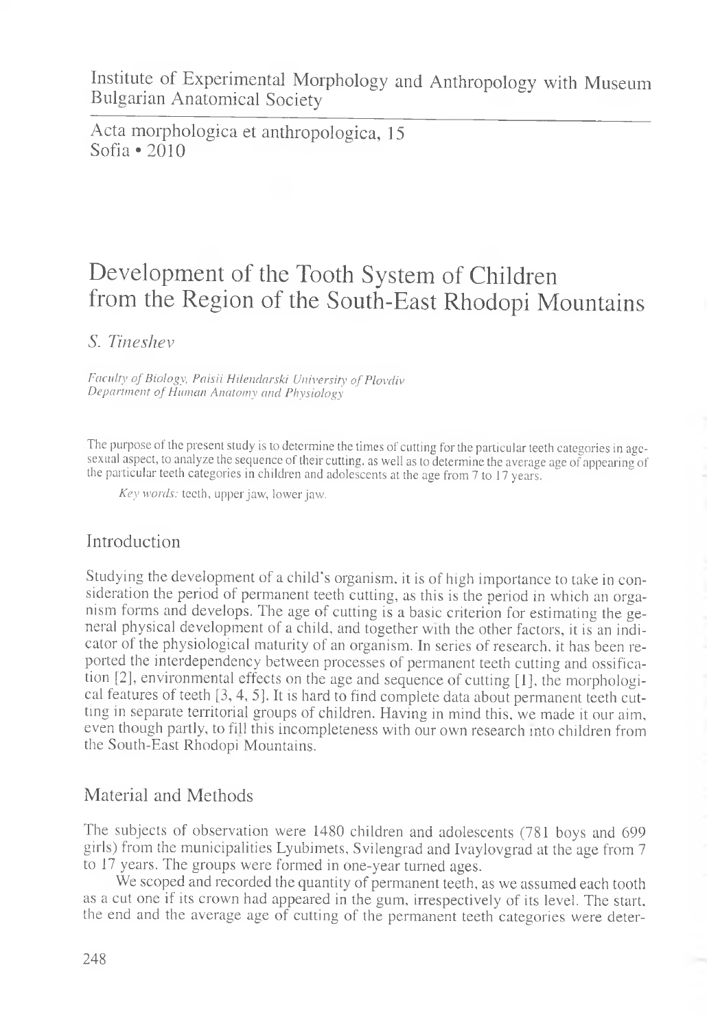Institute of Experimental Morphology and Anthropology with Museum
Bulgarian Anatomical Society

Acta morphologica et anthropologica, 15
Sofia • 2010

# Development of the Tooth System of Children from the Region of the South-East Rhodopi Mountains

*S. Tineshev*

*Faculty of Biology, Paisii Hilendarski University of Plovdiv*
*Department of Human Anatomy and Physiology*

The purpose of the present study is to determine the times of cutting for the particular teeth categories in age-sexual aspect, to analyze the sequence of their cutting, as well as to determine the average age of appearing of the particular teeth categories in children and adolescents at the age from 7 to 17 years.

*Key words:* teeth, upper jaw, lower jaw.

## Introduction

Studying the development of a child's organism, it is of high importance to take in consideration the period of permanent teeth cutting, as this is the period in which an organism forms and develops. The age of cutting is a basic criterion for estimating the general physical development of a child, and together with the other factors, it is an indicator of the physiological maturity of an organism. In series of research, it has been reported the interdependency between processes of permanent teeth cutting and ossification [2], environmental effects on the age and sequence of cutting [1], the morphological features of teeth [3, 4, 5]. It is hard to find complete data about permanent teeth cutting in separate territorial groups of children. Having in mind this, we made it our aim, even though partly, to fill this incompleteness with our own research into children from the South-East Rhodopi Mountains.

## Material and Methods

The subjects of observation were 1480 children and adolescents (781 boys and 699 girls) from the municipalities Lyubimets, Svilengrad and Ivaylovgrad at the age from 7 to 17 years. The groups were formed in one-year turned ages.

We scoped and recorded the quantity of permanent teeth, as we assumed each tooth as a cut one if its crown had appeared in the gum, irrespectively of its level. The start, the end and the average age of cutting of the permanent teeth categories were deter-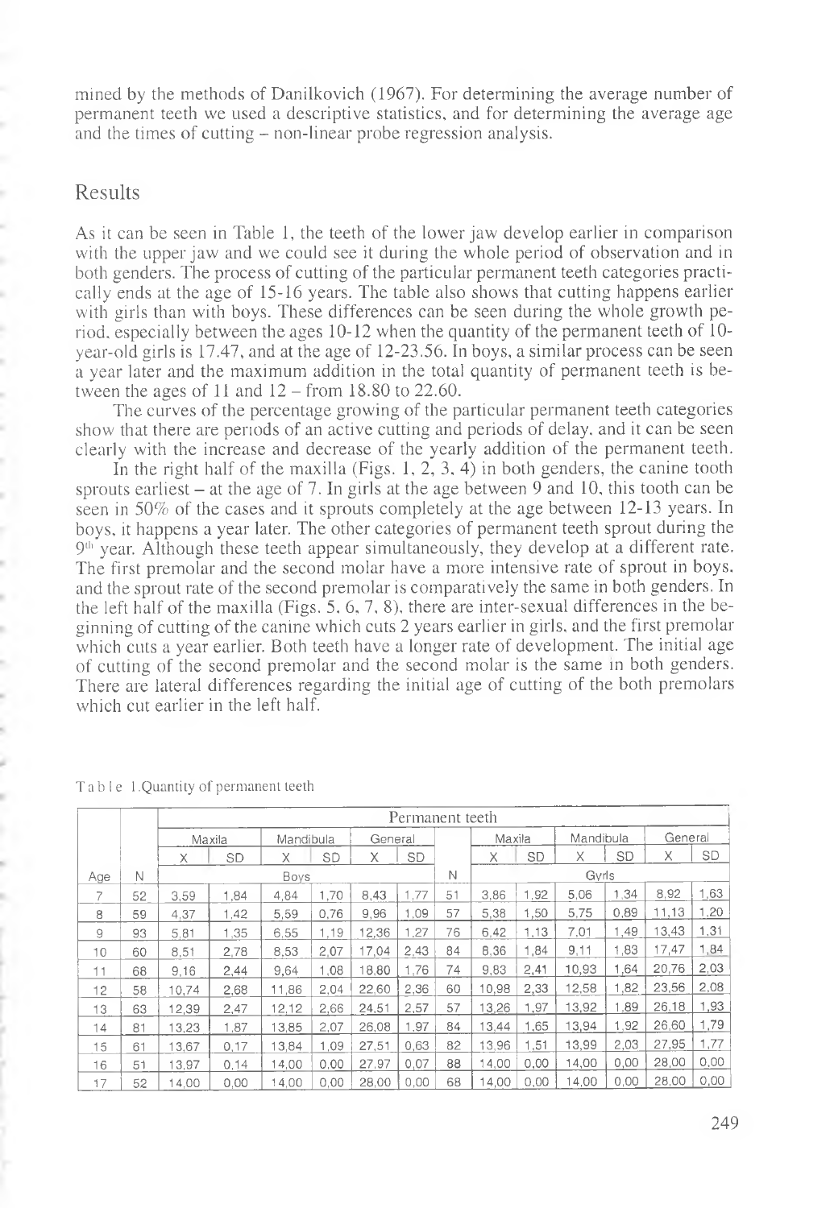mined by the methods of Danilkovich (1967). For determining the average number of permanent teeth we used a descriptive statistics, and for determining the average age and the times of cutting – non-linear probe regression analysis.

## Results

As it can be seen in Table 1, the teeth of the lower jaw develop earlier in comparison with the upper jaw and we could see it during the whole period of observation and in both genders. The process of cutting of the particular permanent teeth categories practically ends at the age of 15-16 years. The table also shows that cutting happens earlier with girls than with boys. These differences can be seen during the whole growth period, especially between the ages 10-12 when the quantity of the permanent teeth of 10-year-old girls is 17.47, and at the age of 12-23.56. In boys, a similar process can be seen a year later and the maximum addition in the total quantity of permanent teeth is between the ages of 11 and 12 – from 18.80 to 22.60.

The curves of the percentage growing of the particular permanent teeth categories show that there are periods of an active cutting and periods of delay, and it can be seen clearly with the increase and decrease of the yearly addition of the permanent teeth.

In the right half of the maxilla (Figs. 1, 2, 3, 4) in both genders, the canine tooth sprouts earliest – at the age of 7. In girls at the age between 9 and 10, this tooth can be seen in 50% of the cases and it sprouts completely at the age between 12-13 years. In boys, it happens a year later. The other categories of permanent teeth sprout during the 9th year. Although these teeth appear simultaneously, they develop at a different rate. The first premolar and the second molar have a more intensive rate of sprout in boys, and the sprout rate of the second premolar is comparatively the same in both genders. In the left half of the maxilla (Figs. 5, 6, 7, 8), there are inter-sexual differences in the beginning of cutting of the canine which cuts 2 years earlier in girls, and the first premolar which cuts a year earlier. Both teeth have a longer rate of development. The initial age of cutting of the second premolar and the second molar is the same in both genders. There are lateral differences regarding the initial age of cutting of the both premolars which cut earlier in the left half.

Table 1. Quantity of permanent teeth

| | | Permanent teeth | | | | | | | | | | | | | |
|---|---|---|---|---|---|---|---|---|---|---|---|---|---|---|---|
| | | Maxila | | Mandibula | | General | | | Maxila | | Mandibula | | General | |
| | | X | SD | X | SD | X | SD | | X | SD | X | SD | X | SD |
| Age | N | Boys | | | | | | N | Gyrls | | | | | |
| 7 | 52 | 3,59 | 1,84 | 4,84 | 1,70 | 8,43 | 1,77 | 51 | 3,86 | 1,92 | 5,06 | 1,34 | 8,92 | 1,63 |
| 8 | 59 | 4,37 | 1,42 | 5,59 | 0,76 | 9,96 | 1,09 | 57 | 5,38 | 1,50 | 5,75 | 0,89 | 11,13 | 1,20 |
| 9 | 93 | 5,81 | 1,35 | 6,55 | 1,19 | 12,36 | 1,27 | 76 | 6,42 | 1,13 | 7,01 | 1,49 | 13,43 | 1,31 |
| 10 | 60 | 8,51 | 2,78 | 8,53 | 2,07 | 17,04 | 2,43 | 84 | 8,36 | 1,84 | 9,11 | 1,83 | 17,47 | 1,84 |
| 11 | 68 | 9,16 | 2,44 | 9,64 | 1,08 | 18,80 | 1,76 | 74 | 9,83 | 2,41 | 10,93 | 1,64 | 20,76 | 2,03 |
| 12 | 58 | 10,74 | 2,68 | 11,86 | 2,04 | 22,60 | 2,36 | 60 | 10,98 | 2,33 | 12,58 | 1,82 | 23,56 | 2,08 |
| 13 | 63 | 12,39 | 2,47 | 12,12 | 2,66 | 24,51 | 2,57 | 57 | 13,26 | 1,97 | 13,92 | 1,89 | 26,18 | 1,93 |
| 14 | 81 | 13,23 | 1,87 | 13,85 | 2,07 | 26,08 | 1,97 | 84 | 13,44 | 1,65 | 13,94 | 1,92 | 26,60 | 1,79 |
| 15 | 61 | 13,67 | 0,17 | 13,84 | 1,09 | 27,51 | 0,63 | 82 | 13,96 | 1,51 | 13,99 | 2,03 | 27,95 | 1,77 |
| 16 | 51 | 13,97 | 0,14 | 14,00 | 0,00 | 27,97 | 0,07 | 88 | 14,00 | 0,00 | 14,00 | 0,00 | 28,00 | 0,00 |
| 17 | 52 | 14,00 | 0,00 | 14,00 | 0,00 | 28,00 | 0,00 | 68 | 14,00 | 0,00 | 14,00 | 0,00 | 28,00 | 0,00 |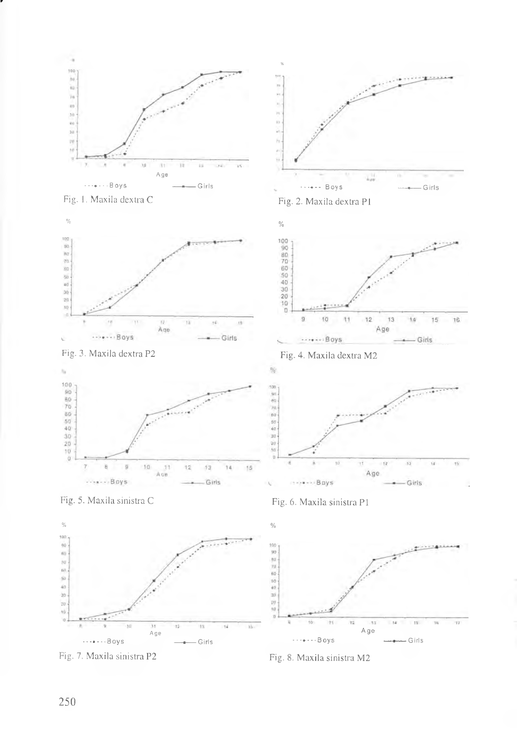Fig. 1. Maxila dextra C

Fig. 2. Maxila dextra P1

Fig. 3. Maxila dextra P2

Fig. 4. Maxila dextra M2

Fig. 5. Maxila sinistra C

Fig. 6. Maxila sinistra P1

Fig. 7. Maxila sinistra P2

Fig. 8. Maxila sinistra M2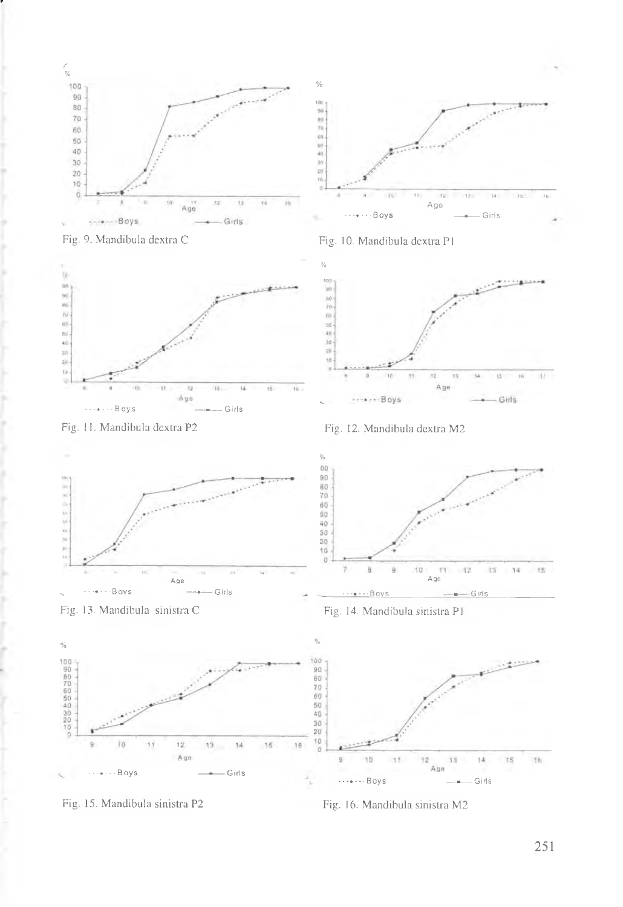Fig. 9. Mandibula dextra C

Fig. 10. Mandibula dextra P1

Fig. 11. Mandibula dextra P2

Fig. 12. Mandibula dextra M2

Fig. 13. Mandibula sinistra C

Fig. 14. Mandibula sinistra P1

Fig. 15. Mandibula sinistra P2

Fig. 16. Mandibula sinistra M2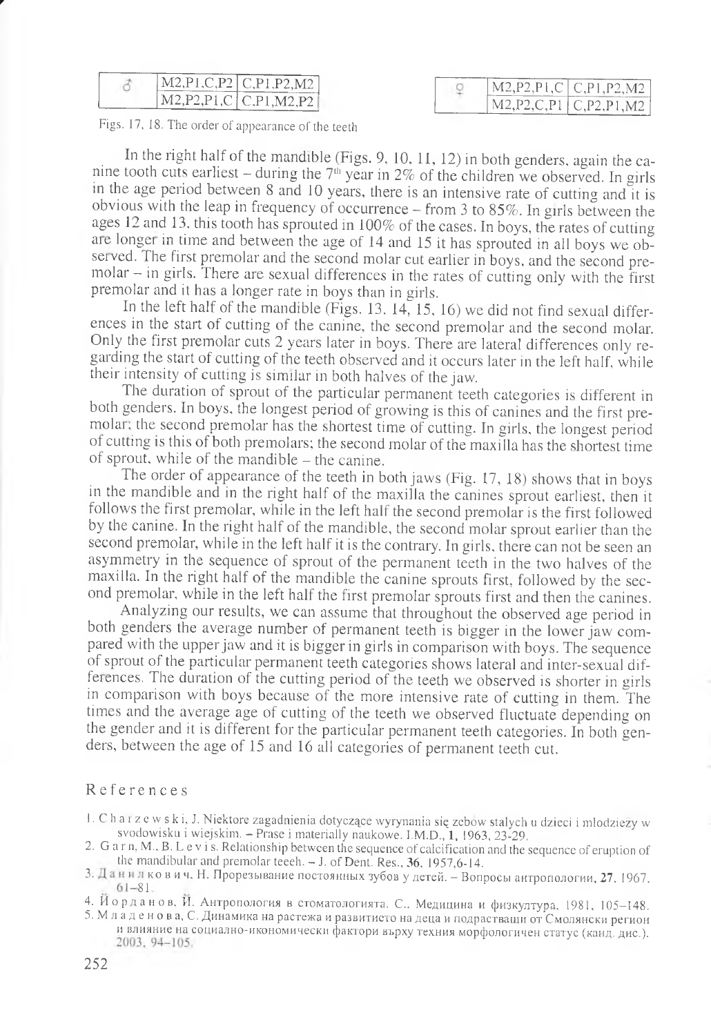| | | |
|---|---|---|
| ♂ | M2,P1,C,P2 | C,P1,P2,M2 |
| | M2,P2,P1,C | C,P1,M2,P2 |

| | | |
|---|---|---|
| ♀ | M2,P2,P1,C | C,P1,P2,M2 |
| | M2,P2,C,P1 | C,P2,P1,M2 |

Figs. 17, 18. The order of appearance of the teeth

In the right half of the mandible (Figs. 9, 10, 11, 12) in both genders, again the canine tooth cuts earliest – during the 7th year in 2% of the children we observed. In girls in the age period between 8 and 10 years, there is an intensive rate of cutting and it is obvious with the leap in frequency of occurrence – from 3 to 85%. In girls between the ages 12 and 13, this tooth has sprouted in 100% of the cases. In boys, the rates of cutting are longer in time and between the age of 14 and 15 it has sprouted in all boys we observed. The first premolar and the second molar cut earlier in boys, and the second premolar – in girls. There are sexual differences in the rates of cutting only with the first premolar and it has a longer rate in boys than in girls.

In the left half of the mandible (Figs. 13, 14, 15, 16) we did not find sexual differences in the start of cutting of the canine, the second premolar and the second molar. Only the first premolar cuts 2 years later in boys. There are lateral differences only regarding the start of cutting of the teeth observed and it occurs later in the left half, while their intensity of cutting is similar in both halves of the jaw.

The duration of sprout of the particular permanent teeth categories is different in both genders. In boys, the longest period of growing is this of canines and the first premolar; the second premolar has the shortest time of cutting. In girls, the longest period of cutting is this of both premolars; the second molar of the maxilla has the shortest time of sprout, while of the mandible – the canine.

The order of appearance of the teeth in both jaws (Fig. 17, 18) shows that in boys in the mandible and in the right half of the maxilla the canines sprout earliest, then it follows the first premolar, while in the left half the second premolar is the first followed by the canine. In the right half of the mandible, the second molar sprout earlier than the second premolar, while in the left half it is the contrary. In girls, there can not be seen an asymmetry in the sequence of sprout of the permanent teeth in the two halves of the maxilla. In the right half of the mandible the canine sprouts first, followed by the second premolar, while in the left half the first premolar sprouts first and then the canines.

Analyzing our results, we can assume that throughout the observed age period in both genders the average number of permanent teeth is bigger in the lower jaw compared with the upper jaw and it is bigger in girls in comparison with boys. The sequence of sprout of the particular permanent teeth categories shows lateral and inter-sexual differences. The duration of the cutting period of the teeth we observed is shorter in girls in comparison with boys because of the more intensive rate of cutting in them. The times and the average age of cutting of the teeth we observed fluctuate depending on the gender and it is different for the particular permanent teeth categories. In both genders, between the age of 15 and 16 all categories of permanent teeth cut.

## References

1. Charzewski, J. Niektore zagadnienia dotyczące wyrynania się zebów stalych u dzieci i mlodziezy w svodowisku i wiejskim. – Prase i materially naukowe. I.M.D., **1**, 1963, 23-29.
2. Garn, M., B. Levis. Relationship between the sequence of calcification and the sequence of eruption of the mandibular and premolar teeeh. – J. of Dent. Res., **36**, 1957,6-14.
3. Данилкович, Н. Прорезывание постоянных зубов у детей. – Вопросы антропологии, **27**, 1967, 61–81.
4. Йорданов, Й. Антропология в стоматологията. С., Медицина и физкултура, 1981, 105–148.
5. Младенова, С. Динамика на растежа и развитието на деца и подрастващи от Смолянски регион и влияние на социално-икономически фактори върху техния морфологичен статус (канд. дис.). 2003, 94–105.